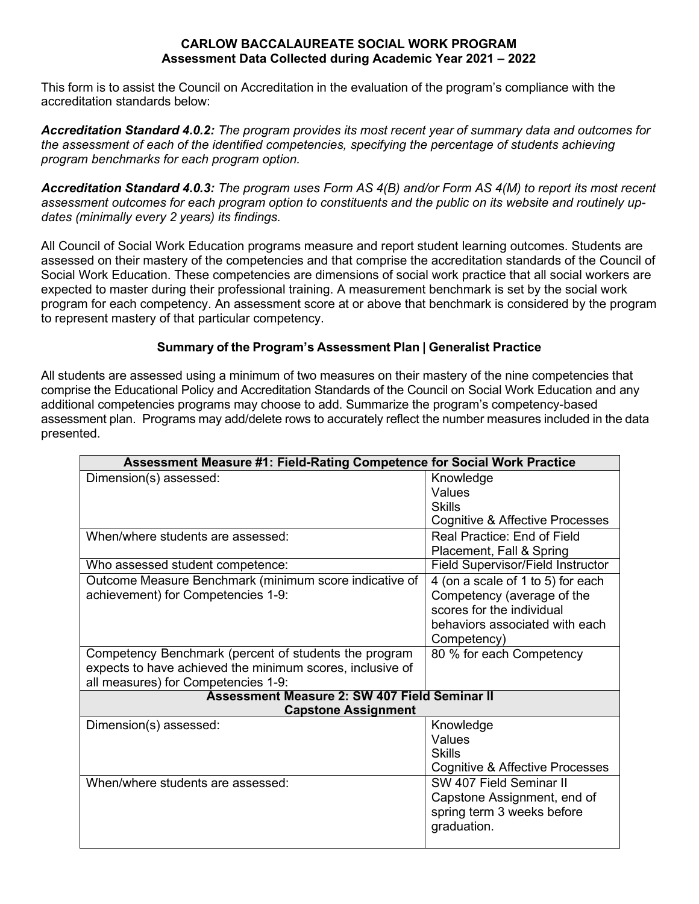**CARLOW BACCALAUREATE SOCIAL WORK PROGRAM**
**Assessment Data Collected during Academic Year 2021 – 2022**

This form is to assist the Council on Accreditation in the evaluation of the program's compliance with the accreditation standards below:

***Accreditation Standard 4.0.2:*** *The program provides its most recent year of summary data and outcomes for the assessment of each of the identified competencies, specifying the percentage of students achieving program benchmarks for each program option.*

***Accreditation Standard 4.0.3:*** *The program uses Form AS 4(B) and/or Form AS 4(M) to report its most recent assessment outcomes for each program option to constituents and the public on its website and routinely up-dates (minimally every 2 years) its findings.*

All Council of Social Work Education programs measure and report student learning outcomes. Students are assessed on their mastery of the competencies and that comprise the accreditation standards of the Council of Social Work Education. These competencies are dimensions of social work practice that all social workers are expected to master during their professional training. A measurement benchmark is set by the social work program for each competency. An assessment score at or above that benchmark is considered by the program to represent mastery of that particular competency.

**Summary of the Program's Assessment Plan | Generalist Practice**

All students are assessed using a minimum of two measures on their mastery of the nine competencies that comprise the Educational Policy and Accreditation Standards of the Council on Social Work Education and any additional competencies programs may choose to add. Summarize the program's competency-based assessment plan. Programs may add/delete rows to accurately reflect the number measures included in the data presented.

| **Assessment Measure #1: Field-Rating Competence for Social Work Practice** | |
|---|---|
| Dimension(s) assessed: | Knowledge<br>Values<br>Skills<br>Cognitive & Affective Processes |
| When/where students are assessed: | Real Practice: End of Field Placement, Fall & Spring |
| Who assessed student competence: | Field Supervisor/Field Instructor |
| Outcome Measure Benchmark (minimum score indicative of achievement) for Competencies 1-9: | 4 (on a scale of 1 to 5) for each Competency (average of the scores for the individual behaviors associated with each Competency) |
| Competency Benchmark (percent of students the program expects to have achieved the minimum scores, inclusive of all measures) for Competencies 1-9: | 80 % for each Competency |
| **Assessment Measure 2: SW 407 Field Seminar II Capstone Assignment** | |
| Dimension(s) assessed: | Knowledge<br>Values<br>Skills<br>Cognitive & Affective Processes |
| When/where students are assessed: | SW 407 Field Seminar II Capstone Assignment, end of spring term 3 weeks before graduation. |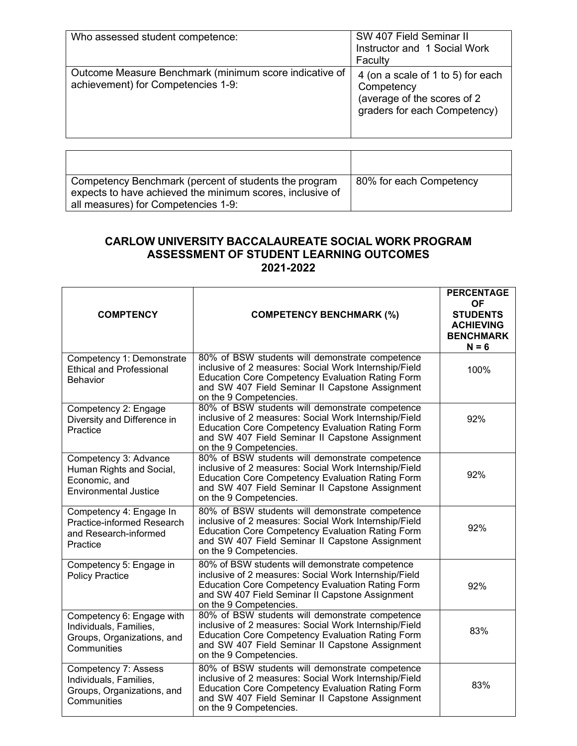| Who assessed student competence: | SW 407 Field Seminar II Instructor and 1 Social Work Faculty |
|---|---|
| Outcome Measure Benchmark (minimum score indicative of achievement) for Competencies 1-9: | 4 (on a scale of 1 to 5) for each Competency (average of the scores of 2 graders for each Competency) |

| | |
|---|---|
| Competency Benchmark (percent of students the program expects to have achieved the minimum scores, inclusive of all measures) for Competencies 1-9: | 80% for each Competency |

## CARLOW UNIVERSITY BACCALAUREATE SOCIAL WORK PROGRAM ASSESSMENT OF STUDENT LEARNING OUTCOMES 2021-2022

| COMPTENCY | COMPETENCY BENCHMARK (%) | PERCENTAGE OF STUDENTS ACHIEVING BENCHMARK N = 6 |
|---|---|---|
| Competency 1: Demonstrate Ethical and Professional Behavior | 80% of BSW students will demonstrate competence inclusive of 2 measures: Social Work Internship/Field Education Core Competency Evaluation Rating Form and SW 407 Field Seminar II Capstone Assignment on the 9 Competencies. | 100% |
| Competency 2: Engage Diversity and Difference in Practice | 80% of BSW students will demonstrate competence inclusive of 2 measures: Social Work Internship/Field Education Core Competency Evaluation Rating Form and SW 407 Field Seminar II Capstone Assignment on the 9 Competencies. | 92% |
| Competency 3: Advance Human Rights and Social, Economic, and Environmental Justice | 80% of BSW students will demonstrate competence inclusive of 2 measures: Social Work Internship/Field Education Core Competency Evaluation Rating Form and SW 407 Field Seminar II Capstone Assignment on the 9 Competencies. | 92% |
| Competency 4: Engage In Practice-informed Research and Research-informed Practice | 80% of BSW students will demonstrate competence inclusive of 2 measures: Social Work Internship/Field Education Core Competency Evaluation Rating Form and SW 407 Field Seminar II Capstone Assignment on the 9 Competencies. | 92% |
| Competency 5: Engage in Policy Practice | 80% of BSW students will demonstrate competence inclusive of 2 measures: Social Work Internship/Field Education Core Competency Evaluation Rating Form and SW 407 Field Seminar II Capstone Assignment on the 9 Competencies. | 92% |
| Competency 6: Engage with Individuals, Families, Groups, Organizations, and Communities | 80% of BSW students will demonstrate competence inclusive of 2 measures: Social Work Internship/Field Education Core Competency Evaluation Rating Form and SW 407 Field Seminar II Capstone Assignment on the 9 Competencies. | 83% |
| Competency 7: Assess Individuals, Families, Groups, Organizations, and Communities | 80% of BSW students will demonstrate competence inclusive of 2 measures: Social Work Internship/Field Education Core Competency Evaluation Rating Form and SW 407 Field Seminar II Capstone Assignment on the 9 Competencies. | 83% |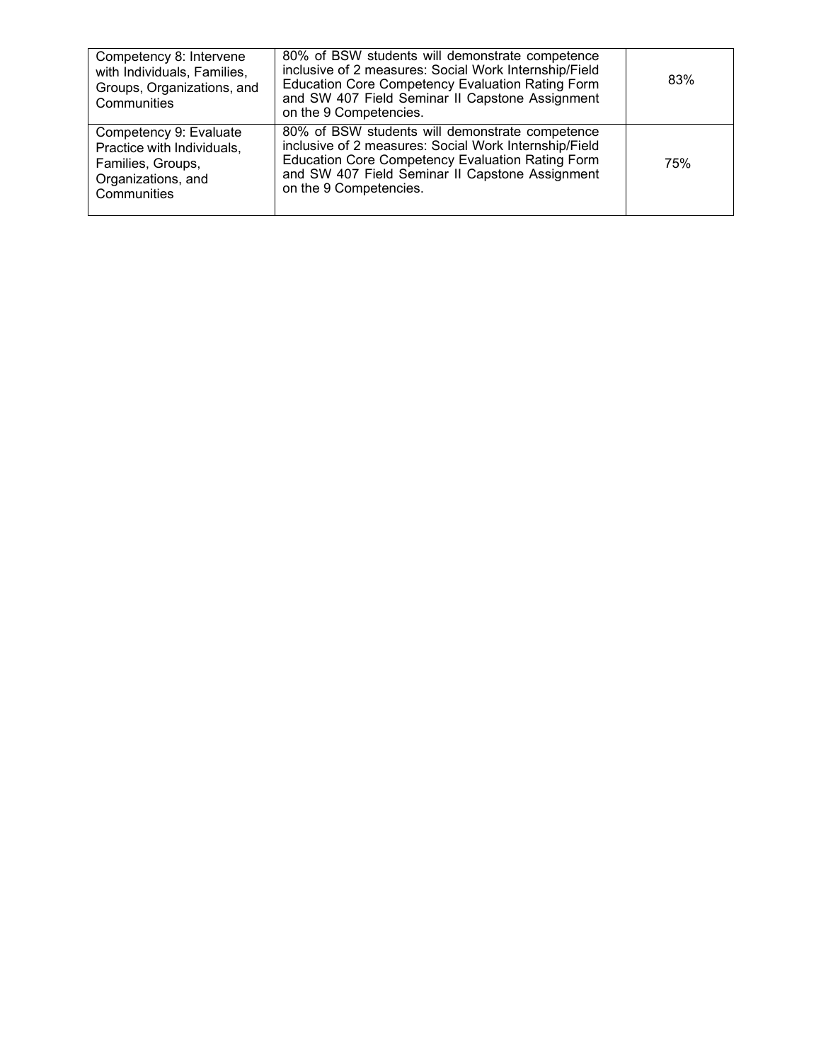| | | |
|---|---|---|
| Competency 8: Intervene with Individuals, Families, Groups, Organizations, and Communities | 80% of BSW students will demonstrate competence inclusive of 2 measures: Social Work Internship/Field Education Core Competency Evaluation Rating Form and SW 407 Field Seminar II Capstone Assignment on the 9 Competencies. | 83% |
| Competency 9: Evaluate Practice with Individuals, Families, Groups, Organizations, and Communities | 80% of BSW students will demonstrate competence inclusive of 2 measures: Social Work Internship/Field Education Core Competency Evaluation Rating Form and SW 407 Field Seminar II Capstone Assignment on the 9 Competencies. | 75% |